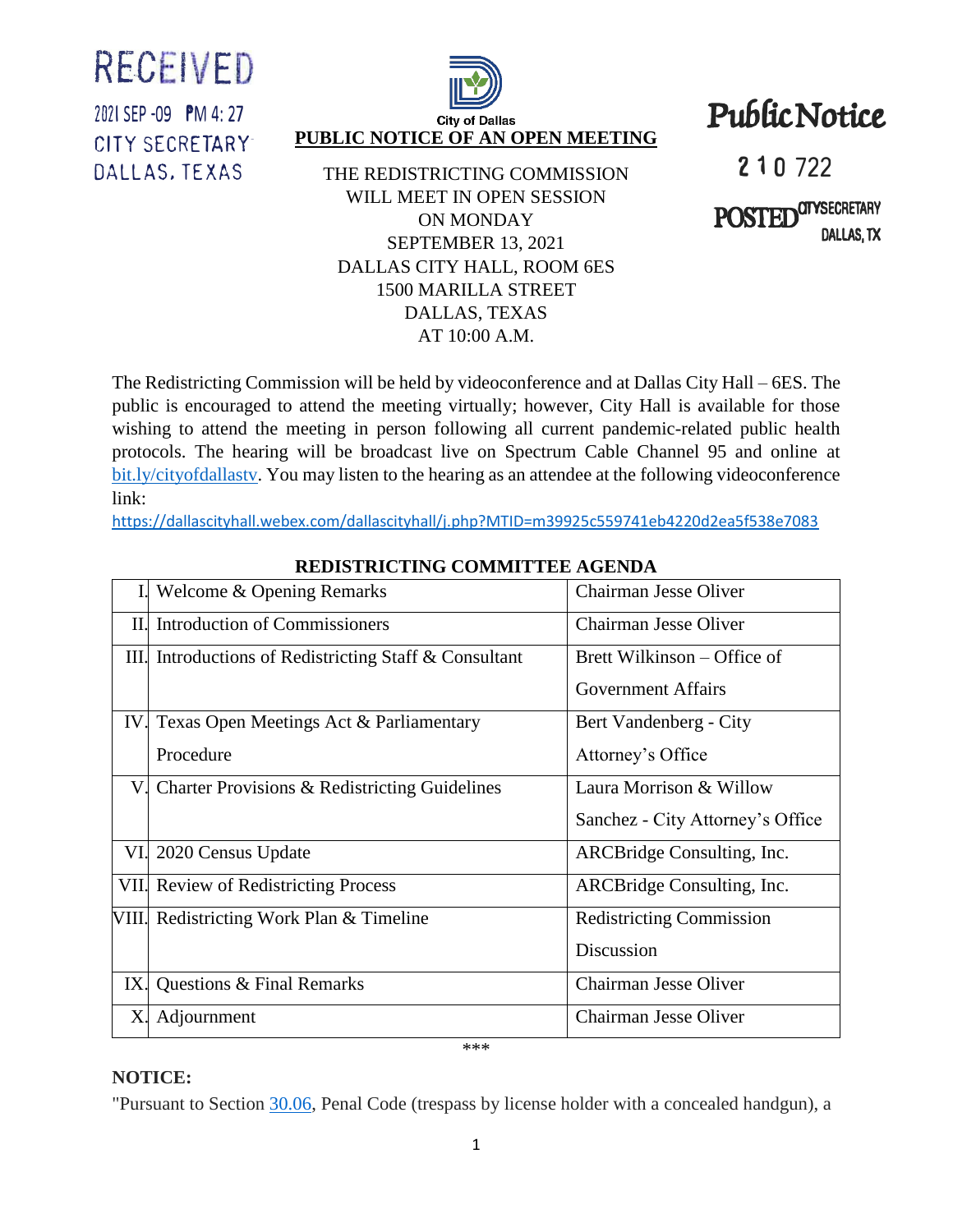RECEIVED

2021 SEP -09 PM 4: 27

CITY SECRETARY

DALLAS, TEXAS

City of Dallas

**PUBLIC NOTICE OF AN OPEN MEETING**

Public Notice

210722

POSTED CITY SECRETARY DALLAS, TX

THE REDISTRICTING COMMISSION
WILL MEET IN OPEN SESSION
ON MONDAY
SEPTEMBER 13, 2021
DALLAS CITY HALL, ROOM 6ES
1500 MARILLA STREET
DALLAS, TEXAS
AT 10:00 A.M.

The Redistricting Commission will be held by videoconference and at Dallas City Hall – 6ES. The public is encouraged to attend the meeting virtually; however, City Hall is available for those wishing to attend the meeting in person following all current pandemic-related public health protocols. The hearing will be broadcast live on Spectrum Cable Channel 95 and online at bit.ly/cityofdallastv. You may listen to the hearing as an attendee at the following videoconference link:

https://dallascityhall.webex.com/dallascityhall/j.php?MTID=m39925c559741eb4220d2ea5f538e7083

**REDISTRICTING COMMITTEE AGENDA**

| | | |
|---|---|---|
| I. | Welcome & Opening Remarks | Chairman Jesse Oliver |
| II. | Introduction of Commissioners | Chairman Jesse Oliver |
| III. | Introductions of Redistricting Staff & Consultant | Brett Wilkinson – Office of Government Affairs |
| IV. | Texas Open Meetings Act & Parliamentary Procedure | Bert Vandenberg - City Attorney's Office |
| V. | Charter Provisions & Redistricting Guidelines | Laura Morrison & Willow Sanchez - City Attorney's Office |
| VI. | 2020 Census Update | ARCBridge Consulting, Inc. |
| VII. | Review of Redistricting Process | ARCBridge Consulting, Inc. |
| VIII. | Redistricting Work Plan & Timeline | Redistricting Commission Discussion |
| IX. | Questions & Final Remarks | Chairman Jesse Oliver |
| X. | Adjournment | Chairman Jesse Oliver |

***

**NOTICE:**

"Pursuant to Section 30.06, Penal Code (trespass by license holder with a concealed handgun), a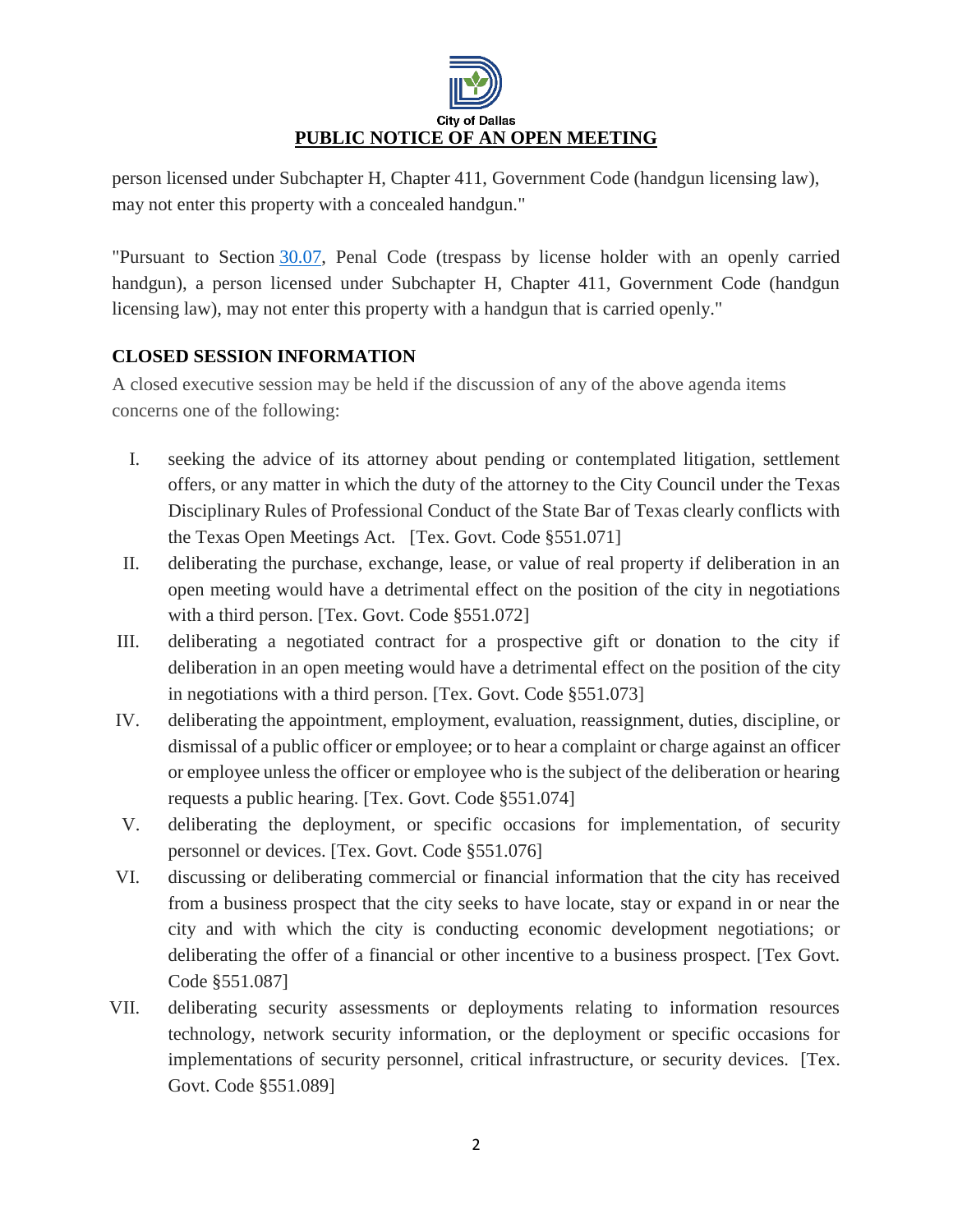person licensed under Subchapter H, Chapter 411, Government Code (handgun licensing law), may not enter this property with a concealed handgun."

"Pursuant to Section 30.07, Penal Code (trespass by license holder with an openly carried handgun), a person licensed under Subchapter H, Chapter 411, Government Code (handgun licensing law), may not enter this property with a handgun that is carried openly."

## CLOSED SESSION INFORMATION

A closed executive session may be held if the discussion of any of the above agenda items concerns one of the following:

I. seeking the advice of its attorney about pending or contemplated litigation, settlement offers, or any matter in which the duty of the attorney to the City Council under the Texas Disciplinary Rules of Professional Conduct of the State Bar of Texas clearly conflicts with the Texas Open Meetings Act. [Tex. Govt. Code §551.071]

II. deliberating the purchase, exchange, lease, or value of real property if deliberation in an open meeting would have a detrimental effect on the position of the city in negotiations with a third person. [Tex. Govt. Code §551.072]

III. deliberating a negotiated contract for a prospective gift or donation to the city if deliberation in an open meeting would have a detrimental effect on the position of the city in negotiations with a third person. [Tex. Govt. Code §551.073]

IV. deliberating the appointment, employment, evaluation, reassignment, duties, discipline, or dismissal of a public officer or employee; or to hear a complaint or charge against an officer or employee unless the officer or employee who is the subject of the deliberation or hearing requests a public hearing. [Tex. Govt. Code §551.074]

V. deliberating the deployment, or specific occasions for implementation, of security personnel or devices. [Tex. Govt. Code §551.076]

VI. discussing or deliberating commercial or financial information that the city has received from a business prospect that the city seeks to have locate, stay or expand in or near the city and with which the city is conducting economic development negotiations; or deliberating the offer of a financial or other incentive to a business prospect. [Tex Govt. Code §551.087]

VII. deliberating security assessments or deployments relating to information resources technology, network security information, or the deployment or specific occasions for implementations of security personnel, critical infrastructure, or security devices. [Tex. Govt. Code §551.089]